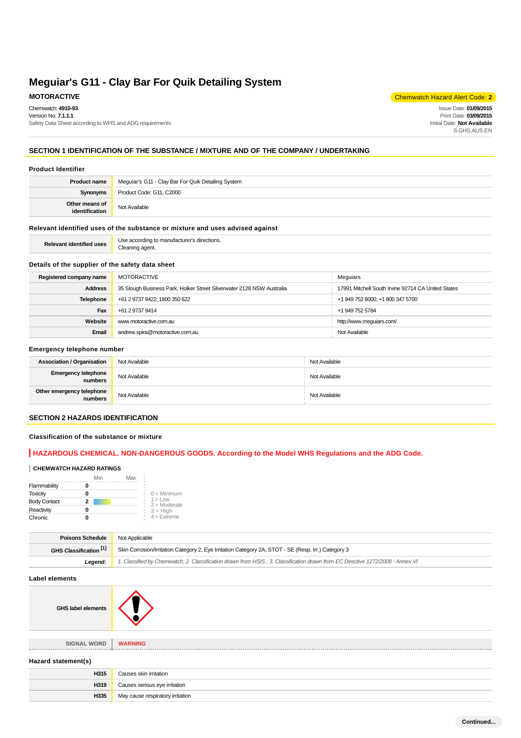# Meguiar's G11 - Clay Bar For Quik Detailing System

**MOTORACTIVE**

Chemwatch Hazard Alert Code: **2**

Chemwatch: **4910-93**
Version No: **7.1.1.1**
Safety Data Sheet according to WHS and ADG requirements

Issue Date: **01/09/2015**
Print Date: **03/09/2015**
Initial Date: **Not Available**
S.GHS.AUS.EN

## SECTION 1 IDENTIFICATION OF THE SUBSTANCE / MIXTURE AND OF THE COMPANY / UNDERTAKING

### Product Identifier

| | |
|---|---|
| **Product name** | Meguiar's G11 - Clay Bar For Quik Detailing System |
| **Synonyms** | Product Code: G11, C2000 |
| **Other means of identification** | Not Available |

### Relevant identified uses of the substance or mixture and uses advised against

| | |
|---|---|
| **Relevant identified uses** | Use according to manufacturer's directions.<br>Cleaning agent. |

### Details of the supplier of the safety data sheet

| | | |
|---|---|---|
| **Registered company name** | MOTORACTIVE | Meguiars |
| **Address** | 35 Slough Business Park, Holker Street Silverwater 2128 NSW Australia | 17991 Mitchell South Irvine 92714 CA United States |
| **Telephone** | +61 2 9737 9422; 1800 350 622 | +1 949 752 8000; +1 800 347 5700 |
| **Fax** | +61 2 9737 9414 | +1 949 752 5784 |
| **Website** | www.motoractive.com.au | http://www.meguiars.com/ |
| **Email** | andrew.spira@motoractive.com.au | Not Available |

### Emergency telephone number

| | | |
|---|---|---|
| **Association / Organisation** | Not Available | Not Available |
| **Emergency telephone numbers** | Not Available | Not Available |
| **Other emergency telephone numbers** | Not Available | Not Available |

## SECTION 2 HAZARDS IDENTIFICATION

### Classification of the substance or mixture

**HAZARDOUS CHEMICAL. NON-DANGEROUS GOODS. According to the Model WHS Regulations and the ADG Code.**

**CHEMWATCH HAZARD RATINGS**

| | Min | Max |
|---|---|---|
| Flammability | 0 | |
| Toxicity | 0 | |
| Body Contact | 2 | |
| Reactivity | 0 | |
| Chronic | 0 | |

0 = Minimum
1 = Low
2 = Moderate
3 = High
4 = Extreme

| | |
|---|---|
| **Poisons Schedule** | Not Applicable |
| **GHS Classification [1]** | Skin Corrosion/Irritation Category 2, Eye Irritation Category 2A, STOT - SE (Resp. Irr.) Category 3 |
| ***Legend:*** | *1. Classified by Chemwatch; 2. Classification drawn from HSIS ; 3. Classification drawn from EC Directive 1272/2008 - Annex VI* |

### Label elements

| | |
|---|---|
| **GHS label elements** | |
| **SIGNAL WORD** | **WARNING** |

### Hazard statement(s)

| | |
|---|---|
| **H315** | Causes skin irritation |
| **H319** | Causes serious eye irritation |
| **H335** | May cause respiratory irritation |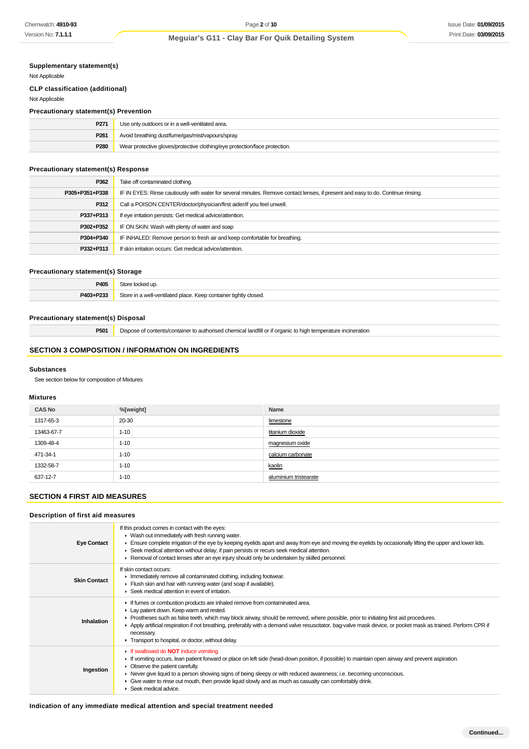### Supplementary statement(s)

Not Applicable

### CLP classification (additional)

Not Applicable

### Precautionary statement(s) Prevention

| | |
|---|---|
| **P271** | Use only outdoors or in a well-ventilated area. |
| **P261** | Avoid breathing dust/fume/gas/mist/vapours/spray. |
| **P280** | Wear protective gloves/protective clothing/eye protection/face protection. |

### Precautionary statement(s) Response

| | |
|---|---|
| **P362** | Take off contaminated clothing. |
| **P305+P351+P338** | IF IN EYES: Rinse cautiously with water for several minutes. Remove contact lenses, if present and easy to do. Continue rinsing. |
| **P312** | Call a POISON CENTER/doctor/physician/first aider/if you feel unwell. |
| **P337+P313** | If eye irritation persists: Get medical advice/attention. |
| **P302+P352** | IF ON SKIN: Wash with plenty of water and soap |
| **P304+P340** | IF INHALED: Remove person to fresh air and keep comfortable for breathing. |
| **P332+P313** | If skin irritation occurs: Get medical advice/attention. |

### Precautionary statement(s) Storage

| | |
|---|---|
| **P405** | Store locked up. |
| **P403+P233** | Store in a well-ventilated place. Keep container tightly closed. |

### Precautionary statement(s) Disposal

| | |
|---|---|
| **P501** | Dispose of contents/container to authorised chemical landfill or if organic to high temperature incineration |

## SECTION 3 COMPOSITION / INFORMATION ON INGREDIENTS

### Substances

See section below for composition of Mixtures

### Mixtures

| CAS No | %[weight] | Name |
|---|---|---|
| 1317-65-3 | 20-30 | limestone |
| 13463-67-7 | 1-10 | titanium dioxide |
| 1309-48-4 | 1-10 | magnesium oxide |
| 471-34-1 | 1-10 | calcium carbonate |
| 1332-58-7 | 1-10 | kaolin |
| 637-12-7 | 1-10 | aluminium tristearate |

## SECTION 4 FIRST AID MEASURES

### Description of first aid measures

| | |
|---|---|
| **Eye Contact** | If this product comes in contact with the eyes:<br>▸ Wash out immediately with fresh running water.<br>▸ Ensure complete irrigation of the eye by keeping eyelids apart and away from eye and moving the eyelids by occasionally lifting the upper and lower lids.<br>▸ Seek medical attention without delay; if pain persists or recurs seek medical attention.<br>▸ Removal of contact lenses after an eye injury should only be undertaken by skilled personnel. |
| **Skin Contact** | If skin contact occurs:<br>▸ Immediately remove all contaminated clothing, including footwear.<br>▸ Flush skin and hair with running water (and soap if available).<br>▸ Seek medical attention in event of irritation. |
| **Inhalation** | ▸ If fumes or combustion products are inhaled remove from contaminated area.<br>▸ Lay patient down. Keep warm and rested.<br>▸ Prostheses such as false teeth, which may block airway, should be removed, where possible, prior to initiating first aid procedures.<br>▸ Apply artificial respiration if not breathing, preferably with a demand valve resuscitator, bag-valve mask device, or pocket mask as trained. Perform CPR if necessary.<br>▸ Transport to hospital, or doctor, without delay. |
| **Ingestion** | ▸ If swallowed do **NOT** induce vomiting.<br>▸ If vomiting occurs, lean patient forward or place on left side (head-down position, if possible) to maintain open airway and prevent aspiration.<br>▸ Observe the patient carefully.<br>▸ Never give liquid to a person showing signs of being sleepy or with reduced awareness; i.e. becoming unconscious.<br>▸ Give water to rinse out mouth, then provide liquid slowly and as much as casualty can comfortably drink.<br>▸ Seek medical advice. |

### Indication of any immediate medical attention and special treatment needed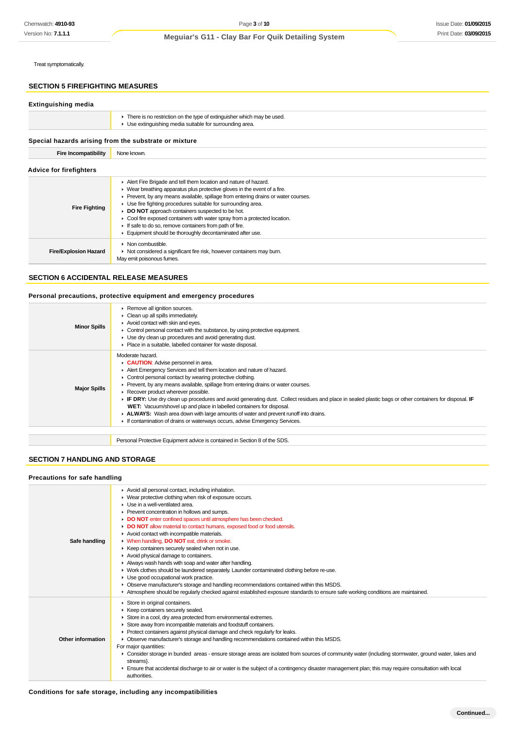Treat symptomatically.

## SECTION 5 FIREFIGHTING MEASURES

### Extinguishing media

| | |
|---|---|
| | ▸ There is no restriction on the type of extinguisher which may be used.<br>▸ Use extinguishing media suitable for surrounding area. |

### Special hazards arising from the substrate or mixture

| | |
|---|---|
| **Fire Incompatibility** | None known. |

### Advice for firefighters

| | |
|---|---|
| **Fire Fighting** | ▸ Alert Fire Brigade and tell them location and nature of hazard.<br>▸ Wear breathing apparatus plus protective gloves in the event of a fire.<br>▸ Prevent, by any means available, spillage from entering drains or water courses.<br>▸ Use fire fighting procedures suitable for surrounding area.<br>▸ **DO NOT** approach containers suspected to be hot.<br>▸ Cool fire exposed containers with water spray from a protected location.<br>▸ If safe to do so, remove containers from path of fire.<br>▸ Equipment should be thoroughly decontaminated after use. |
| **Fire/Explosion Hazard** | ▸ Non combustible.<br>▸ Not considered a significant fire risk, however containers may burn.<br>May emit poisonous fumes. |

## SECTION 6 ACCIDENTAL RELEASE MEASURES

### Personal precautions, protective equipment and emergency procedures

| | |
|---|---|
| **Minor Spills** | ▸ Remove all ignition sources.<br>▸ Clean up all spills immediately.<br>▸ Avoid contact with skin and eyes.<br>▸ Control personal contact with the substance, by using protective equipment.<br>▸ Use dry clean up procedures and avoid generating dust.<br>▸ Place in a suitable, labelled container for waste disposal. |
| **Major Spills** | Moderate hazard.<br>▸ **CAUTION**: Advise personnel in area.<br>▸ Alert Emergency Services and tell them location and nature of hazard.<br>▸ Control personal contact by wearing protective clothing.<br>▸ Prevent, by any means available, spillage from entering drains or water courses.<br>▸ Recover product wherever possible.<br>▸ **IF DRY:** Use dry clean up procedures and avoid generating dust. Collect residues and place in sealed plastic bags or other containers for disposal. **IF WET:** Vacuum/shovel up and place in labelled containers for disposal.<br>▸ **ALWAYS:** Wash area down with large amounts of water and prevent runoff into drains.<br>▸ If contamination of drains or waterways occurs, advise Emergency Services. |

| | |
|---|---|
| | Personal Protective Equipment advice is contained in Section 8 of the SDS. |

## SECTION 7 HANDLING AND STORAGE

### Precautions for safe handling

| | |
|---|---|
| **Safe handling** | ▸ Avoid all personal contact, including inhalation.<br>▸ Wear protective clothing when risk of exposure occurs.<br>▸ Use in a well-ventilated area.<br>▸ Prevent concentration in hollows and sumps.<br>▸ **DO NOT** enter confined spaces until atmosphere has been checked.<br>▸ **DO NOT** allow material to contact humans, exposed food or food utensils.<br>▸ Avoid contact with incompatible materials.<br>▸ When handling, **DO NOT** eat, drink or smoke.<br>▸ Keep containers securely sealed when not in use.<br>▸ Avoid physical damage to containers.<br>▸ Always wash hands with soap and water after handling.<br>▸ Work clothes should be laundered separately. Launder contaminated clothing before re-use.<br>▸ Use good occupational work practice.<br>▸ Observe manufacturer's storage and handling recommendations contained within this MSDS.<br>▸ Atmosphere should be regularly checked against established exposure standards to ensure safe working conditions are maintained. |
| **Other information** | ▸ Store in original containers.<br>▸ Keep containers securely sealed.<br>▸ Store in a cool, dry area protected from environmental extremes.<br>▸ Store away from incompatible materials and foodstuff containers.<br>▸ Protect containers against physical damage and check regularly for leaks.<br>▸ Observe manufacturer's storage and handling recommendations contained within this MSDS.<br>For major quantities:<br>▸ Consider storage in bunded areas - ensure storage areas are isolated from sources of community water (including stormwater, ground water, lakes and streams}.<br>▸ Ensure that accidental discharge to air or water is the subject of a contingency disaster management plan; this may require consultation with local authorities. |

### Conditions for safe storage, including any incompatibilities

Continued...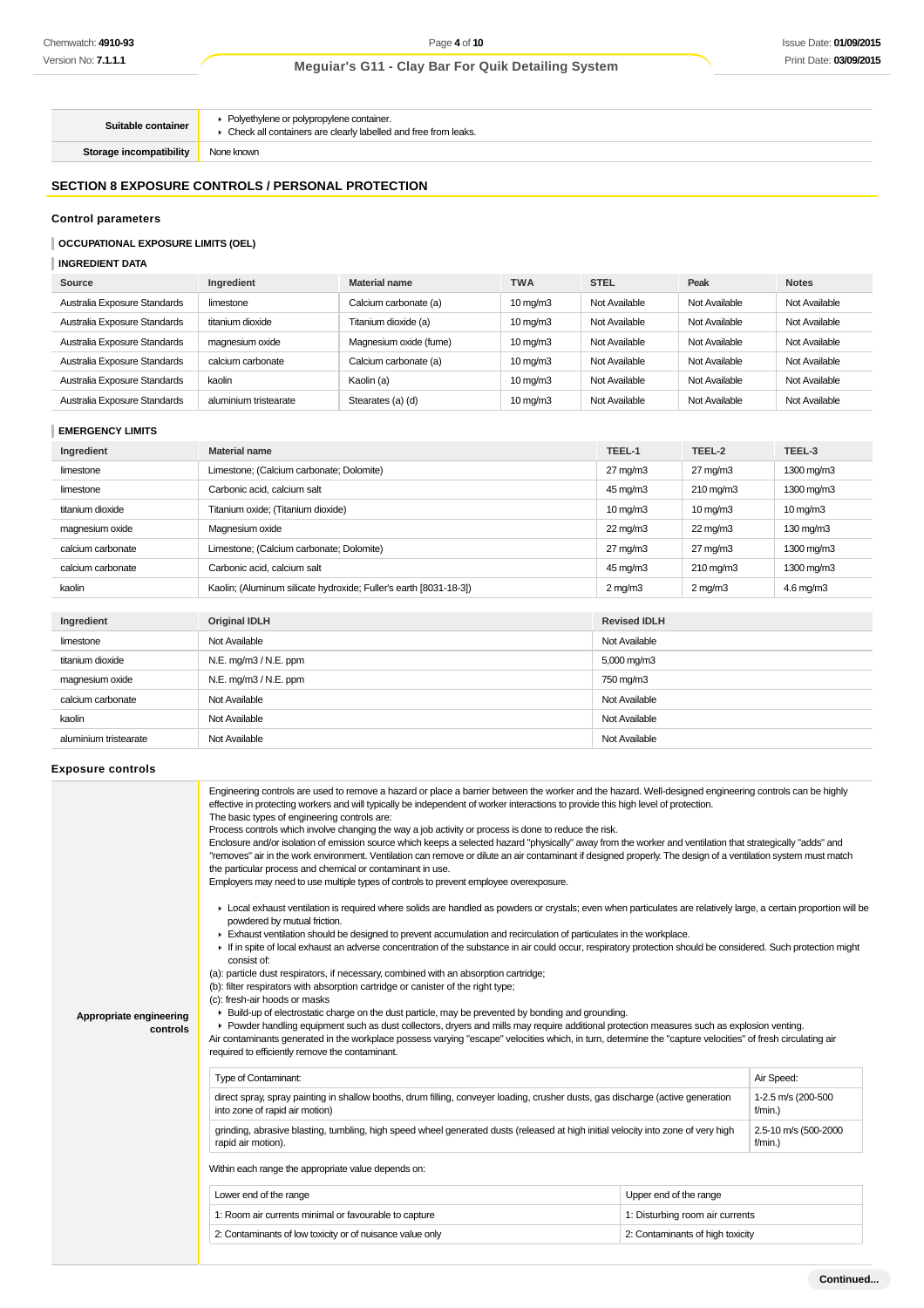| | |
|---|---|
| **Suitable container** | - Polyethylene or polypropylene container.<br>- Check all containers are clearly labelled and free from leaks. |
| **Storage incompatibility** | None known |

## SECTION 8 EXPOSURE CONTROLS / PERSONAL PROTECTION

### Control parameters

#### OCCUPATIONAL EXPOSURE LIMITS (OEL)

#### INGREDIENT DATA

| Source | Ingredient | Material name | TWA | STEL | Peak | Notes |
|---|---|---|---|---|---|---|
| Australia Exposure Standards | limestone | Calcium carbonate (a) | 10 mg/m3 | Not Available | Not Available | Not Available |
| Australia Exposure Standards | titanium dioxide | Titanium dioxide (a) | 10 mg/m3 | Not Available | Not Available | Not Available |
| Australia Exposure Standards | magnesium oxide | Magnesium oxide (fume) | 10 mg/m3 | Not Available | Not Available | Not Available |
| Australia Exposure Standards | calcium carbonate | Calcium carbonate (a) | 10 mg/m3 | Not Available | Not Available | Not Available |
| Australia Exposure Standards | kaolin | Kaolin (a) | 10 mg/m3 | Not Available | Not Available | Not Available |
| Australia Exposure Standards | aluminium tristearate | Stearates (a) (d) | 10 mg/m3 | Not Available | Not Available | Not Available |

#### EMERGENCY LIMITS

| Ingredient | Material name | TEEL-1 | TEEL-2 | TEEL-3 |
|---|---|---|---|---|
| limestone | Limestone; (Calcium carbonate; Dolomite) | 27 mg/m3 | 27 mg/m3 | 1300 mg/m3 |
| limestone | Carbonic acid, calcium salt | 45 mg/m3 | 210 mg/m3 | 1300 mg/m3 |
| titanium dioxide | Titanium oxide; (Titanium dioxide) | 10 mg/m3 | 10 mg/m3 | 10 mg/m3 |
| magnesium oxide | Magnesium oxide | 22 mg/m3 | 22 mg/m3 | 130 mg/m3 |
| calcium carbonate | Limestone; (Calcium carbonate; Dolomite) | 27 mg/m3 | 27 mg/m3 | 1300 mg/m3 |
| calcium carbonate | Carbonic acid, calcium salt | 45 mg/m3 | 210 mg/m3 | 1300 mg/m3 |
| kaolin | Kaolin; (Aluminum silicate hydroxide; Fuller's earth [8031-18-3]) | 2 mg/m3 | 2 mg/m3 | 4.6 mg/m3 |

| Ingredient | Original IDLH | Revised IDLH |
|---|---|---|
| limestone | Not Available | Not Available |
| titanium dioxide | N.E. mg/m3 / N.E. ppm | 5,000 mg/m3 |
| magnesium oxide | N.E. mg/m3 / N.E. ppm | 750 mg/m3 |
| calcium carbonate | Not Available | Not Available |
| kaolin | Not Available | Not Available |
| aluminium tristearate | Not Available | Not Available |

### Exposure controls

**Appropriate engineering controls**

Engineering controls are used to remove a hazard or place a barrier between the worker and the hazard. Well-designed engineering controls can be highly effective in protecting workers and will typically be independent of worker interactions to provide this high level of protection.
The basic types of engineering controls are:
Process controls which involve changing the way a job activity or process is done to reduce the risk.
Enclosure and/or isolation of emission source which keeps a selected hazard "physically" away from the worker and ventilation that strategically "adds" and "removes" air in the work environment. Ventilation can remove or dilute an air contaminant if designed properly. The design of a ventilation system must match the particular process and chemical or contaminant in use.
Employers may need to use multiple types of controls to prevent employee overexposure.

- Local exhaust ventilation is required where solids are handled as powders or crystals; even when particulates are relatively large, a certain proportion will be powdered by mutual friction.
- Exhaust ventilation should be designed to prevent accumulation and recirculation of particulates in the workplace.
- If in spite of local exhaust an adverse concentration of the substance in air could occur, respiratory protection should be considered. Such protection might consist of:

(a): particle dust respirators, if necessary, combined with an absorption cartridge;
(b): filter respirators with absorption cartridge or canister of the right type;
(c): fresh-air hoods or masks

- Build-up of electrostatic charge on the dust particle, may be prevented by bonding and grounding.
- Powder handling equipment such as dust collectors, dryers and mills may require additional protection measures such as explosion venting.

Air contaminants generated in the workplace possess varying "escape" velocities which, in turn, determine the "capture velocities" of fresh circulating air required to efficiently remove the contaminant.

| Type of Contaminant: | Air Speed: |
|---|---|
| direct spray, spray painting in shallow booths, drum filling, conveyer loading, crusher dusts, gas discharge (active generation into zone of rapid air motion) | 1-2.5 m/s (200-500 f/min.) |
| grinding, abrasive blasting, tumbling, high speed wheel generated dusts (released at high initial velocity into zone of very high rapid air motion). | 2.5-10 m/s (500-2000 f/min.) |

Within each range the appropriate value depends on:

| Lower end of the range | Upper end of the range |
|---|---|
| 1: Room air currents minimal or favourable to capture | 1: Disturbing room air currents |
| 2: Contaminants of low toxicity or of nuisance value only | 2: Contaminants of high toxicity |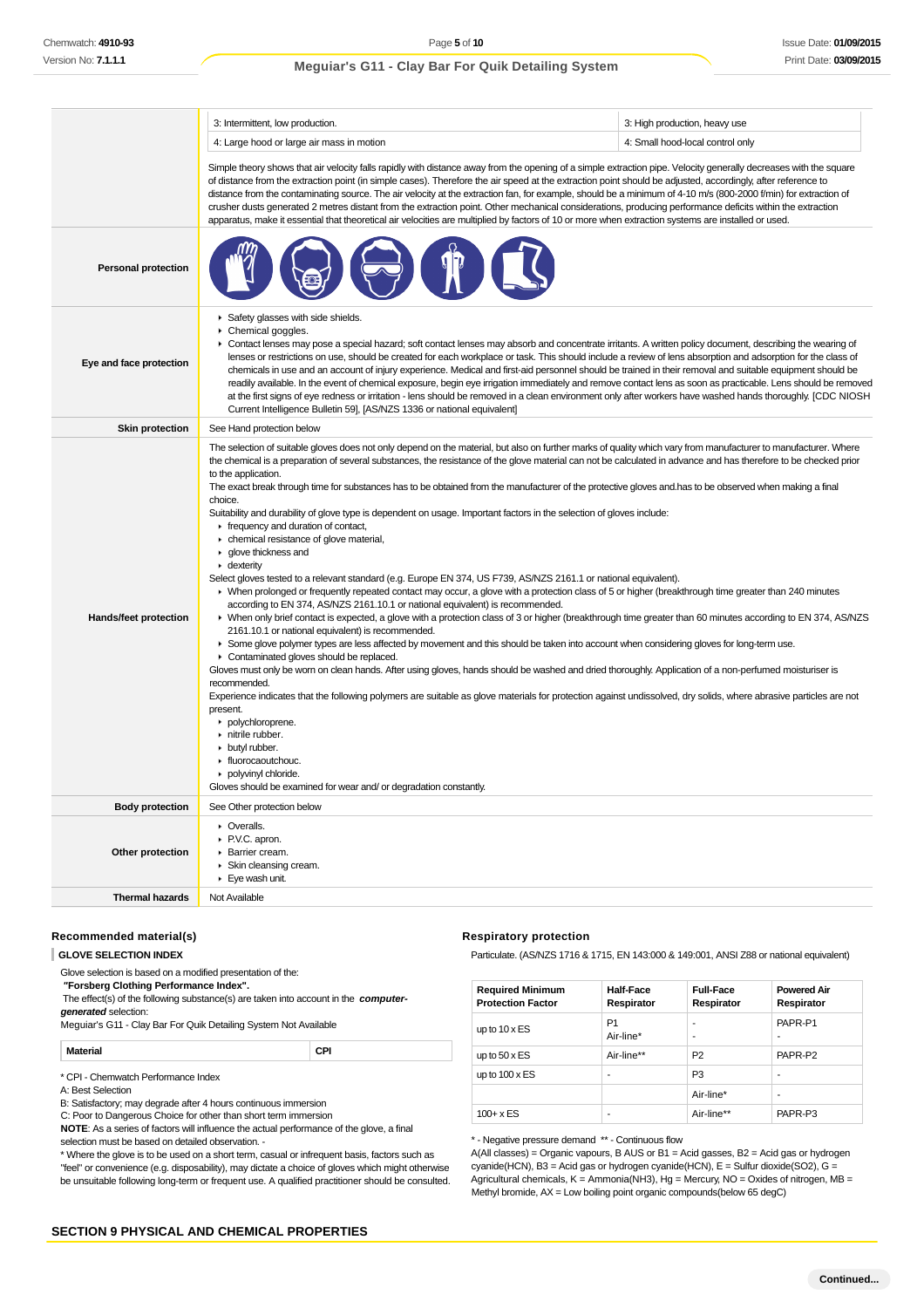| | |
|---|---|
| | 3: Intermittent, low production. / 3: High production, heavy use<br>4: Large hood or large air mass in motion / 4: Small hood-local control only<br><br>Simple theory shows that air velocity falls rapidly with distance away from the opening of a simple extraction pipe. Velocity generally decreases with the square of distance from the extraction point (in simple cases). Therefore the air speed at the extraction point should be adjusted, accordingly, after reference to distance from the contaminating source. The air velocity at the extraction fan, for example, should be a minimum of 4-10 m/s (800-2000 f/min) for extraction of crusher dusts generated 2 metres distant from the extraction point. Other mechanical considerations, producing performance deficits within the extraction apparatus, make it essential that theoretical air velocities are multiplied by factors of 10 or more when extraction systems are installed or used. |
| **Personal protection** | |
| **Eye and face protection** | ▸ Safety glasses with side shields.<br>▸ Chemical goggles.<br>▸ Contact lenses may pose a special hazard; soft contact lenses may absorb and concentrate irritants. A written policy document, describing the wearing of lenses or restrictions on use, should be created for each workplace or task. This should include a review of lens absorption and adsorption for the class of chemicals in use and an account of injury experience. Medical and first-aid personnel should be trained in their removal and suitable equipment should be readily available. In the event of chemical exposure, begin eye irrigation immediately and remove contact lens as soon as practicable. Lens should be removed at the first signs of eye redness or irritation - lens should be removed in a clean environment only after workers have washed hands thoroughly. [CDC NIOSH Current Intelligence Bulletin 59], [AS/NZS 1336 or national equivalent] |
| **Skin protection** | See Hand protection below |
| **Hands/feet protection** | The selection of suitable gloves does not only depend on the material, but also on further marks of quality which vary from manufacturer to manufacturer. Where the chemical is a preparation of several substances, the resistance of the glove material can not be calculated in advance and has therefore to be checked prior to the application.<br>The exact break through time for substances has to be obtained from the manufacturer of the protective gloves and.has to be observed when making a final choice.<br>Suitability and durability of glove type is dependent on usage. Important factors in the selection of gloves include:<br>▸ frequency and duration of contact,<br>▸ chemical resistance of glove material,<br>▸ glove thickness and<br>▸ dexterity<br>Select gloves tested to a relevant standard (e.g. Europe EN 374, US F739, AS/NZS 2161.1 or national equivalent).<br>▸ When prolonged or frequently repeated contact may occur, a glove with a protection class of 5 or higher (breakthrough time greater than 240 minutes according to EN 374, AS/NZS 2161.10.1 or national equivalent) is recommended.<br>▸ When only brief contact is expected, a glove with a protection class of 3 or higher (breakthrough time greater than 60 minutes according to EN 374, AS/NZS 2161.10.1 or national equivalent) is recommended.<br>▸ Some glove polymer types are less affected by movement and this should be taken into account when considering gloves for long-term use.<br>▸ Contaminated gloves should be replaced.<br>Gloves must only be worn on clean hands. After using gloves, hands should be washed and dried thoroughly. Application of a non-perfumed moisturiser is recommended.<br>Experience indicates that the following polymers are suitable as glove materials for protection against undissolved, dry solids, where abrasive particles are not present.<br>▸ polychloroprene.<br>▸ nitrile rubber.<br>▸ butyl rubber.<br>▸ fluorocaoutchouc.<br>▸ polyvinyl chloride.<br>Gloves should be examined for wear and/ or degradation constantly. |
| **Body protection** | See Other protection below |
| **Other protection** | ▸ Overalls.<br>▸ P.V.C. apron.<br>▸ Barrier cream.<br>▸ Skin cleansing cream.<br>▸ Eye wash unit. |
| **Thermal hazards** | Not Available |

### Recommended material(s)

**GLOVE SELECTION INDEX**

Glove selection is based on a modified presentation of the:
**"Forsberg Clothing Performance Index".**
The effect(s) of the following substance(s) are taken into account in the ***computer-generated*** selection:
Meguiar's G11 - Clay Bar For Quik Detailing System Not Available

| Material | CPI |
|---|---|

* CPI - Chemwatch Performance Index
A: Best Selection
B: Satisfactory; may degrade after 4 hours continuous immersion
C: Poor to Dangerous Choice for other than short term immersion
**NOTE**: As a series of factors will influence the actual performance of the glove, a final selection must be based on detailed observation. -
* Where the glove is to be used on a short term, casual or infrequent basis, factors such as "feel" or convenience (e.g. disposability), may dictate a choice of gloves which might otherwise be unsuitable following long-term or frequent use. A qualified practitioner should be consulted.

### Respiratory protection

Particulate. (AS/NZS 1716 & 1715, EN 143:000 & 149:001, ANSI Z88 or national equivalent)

| Required Minimum Protection Factor | Half-Face Respirator | Full-Face Respirator | Powered Air Respirator |
|---|---|---|---|
| up to 10 x ES | P1<br>Air-line* | -<br>- | PAPR-P1<br>- |
| up to 50 x ES | Air-line** | P2 | PAPR-P2 |
| up to 100 x ES | - | P3 | - |
| | | Air-line* | - |
| 100+ x ES | - | Air-line** | PAPR-P3 |

* - Negative pressure demand ** - Continuous flow
A(All classes) = Organic vapours, B AUS or B1 = Acid gasses, B2 = Acid gas or hydrogen cyanide(HCN), B3 = Acid gas or hydrogen cyanide(HCN), E = Sulfur dioxide($SO_2$), G = Agricultural chemicals, K = Ammonia($NH_3$), Hg = Mercury, NO = Oxides of nitrogen, MB = Methyl bromide, AX = Low boiling point organic compounds(below 65 degC)

## SECTION 9 PHYSICAL AND CHEMICAL PROPERTIES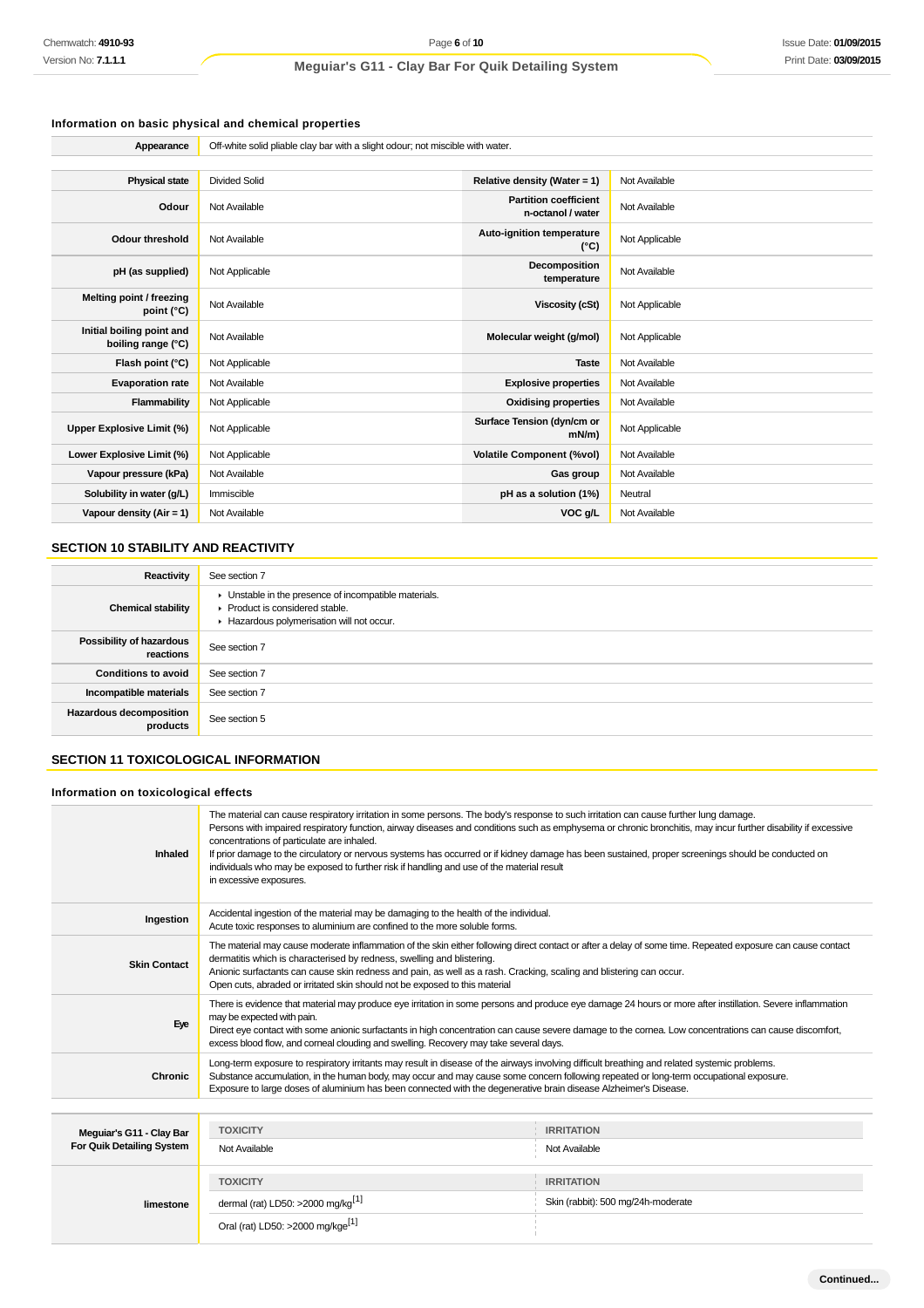### Information on basic physical and chemical properties

| Appearance | Off-white solid pliable clay bar with a slight odour; not miscible with water. | | |
|---|---|---|---|
| **Physical state** | Divided Solid | **Relative density (Water = 1)** | Not Available |
| **Odour** | Not Available | **Partition coefficient n-octanol / water** | Not Available |
| **Odour threshold** | Not Available | **Auto-ignition temperature (°C)** | Not Applicable |
| **pH (as supplied)** | Not Applicable | **Decomposition temperature** | Not Available |
| **Melting point / freezing point (°C)** | Not Available | **Viscosity (cSt)** | Not Applicable |
| **Initial boiling point and boiling range (°C)** | Not Available | **Molecular weight (g/mol)** | Not Applicable |
| **Flash point (°C)** | Not Applicable | **Taste** | Not Available |
| **Evaporation rate** | Not Available | **Explosive properties** | Not Available |
| **Flammability** | Not Applicable | **Oxidising properties** | Not Available |
| **Upper Explosive Limit (%)** | Not Applicable | **Surface Tension (dyn/cm or mN/m)** | Not Applicable |
| **Lower Explosive Limit (%)** | Not Applicable | **Volatile Component (%vol)** | Not Available |
| **Vapour pressure (kPa)** | Not Available | **Gas group** | Not Available |
| **Solubility in water (g/L)** | Immiscible | **pH as a solution (1%)** | Neutral |
| **Vapour density (Air = 1)** | Not Available | **VOC g/L** | Not Available |

## SECTION 10 STABILITY AND REACTIVITY

| | |
|---|---|
| **Reactivity** | See section 7 |
| **Chemical stability** | ▸ Unstable in the presence of incompatible materials.<br>▸ Product is considered stable.<br>▸ Hazardous polymerisation will not occur. |
| **Possibility of hazardous reactions** | See section 7 |
| **Conditions to avoid** | See section 7 |
| **Incompatible materials** | See section 7 |
| **Hazardous decomposition products** | See section 5 |

## SECTION 11 TOXICOLOGICAL INFORMATION

### Information on toxicological effects

| | |
|---|---|
| **Inhaled** | The material can cause respiratory irritation in some persons. The body's response to such irritation can cause further lung damage.<br>Persons with impaired respiratory function, airway diseases and conditions such as emphysema or chronic bronchitis, may incur further disability if excessive concentrations of particulate are inhaled.<br>If prior damage to the circulatory or nervous systems has occurred or if kidney damage has been sustained, proper screenings should be conducted on individuals who may be exposed to further risk if handling and use of the material result<br>in excessive exposures. |
| **Ingestion** | Accidental ingestion of the material may be damaging to the health of the individual.<br>Acute toxic responses to aluminium are confined to the more soluble forms. |
| **Skin Contact** | The material may cause moderate inflammation of the skin either following direct contact or after a delay of some time. Repeated exposure can cause contact dermatitis which is characterised by redness, swelling and blistering.<br>Anionic surfactants can cause skin redness and pain, as well as a rash. Cracking, scaling and blistering can occur.<br>Open cuts, abraded or irritated skin should not be exposed to this material |
| **Eye** | There is evidence that material may produce eye irritation in some persons and produce eye damage 24 hours or more after instillation. Severe inflammation may be expected with pain.<br>Direct eye contact with some anionic surfactants in high concentration can cause severe damage to the cornea. Low concentrations can cause discomfort, excess blood flow, and corneal clouding and swelling. Recovery may take several days. |
| **Chronic** | Long-term exposure to respiratory irritants may result in disease of the airways involving difficult breathing and related systemic problems.<br>Substance accumulation, in the human body, may occur and may cause some concern following repeated or long-term occupational exposure.<br>Exposure to large doses of aluminium has been connected with the degenerative brain disease Alzheimer's Disease. |

| | TOXICITY | IRRITATION |
|---|---|---|
| **Meguiar's G11 - Clay Bar For Quik Detailing System** | Not Available | Not Available |
| **limestone** | **TOXICITY** | **IRRITATION** |
| | dermal (rat) LD50: >2000 mg/kg[1] | Skin (rabbit): 500 mg/24h-moderate |
| | Oral (rat) LD50: >2000 mg/kge[1] | |

Continued...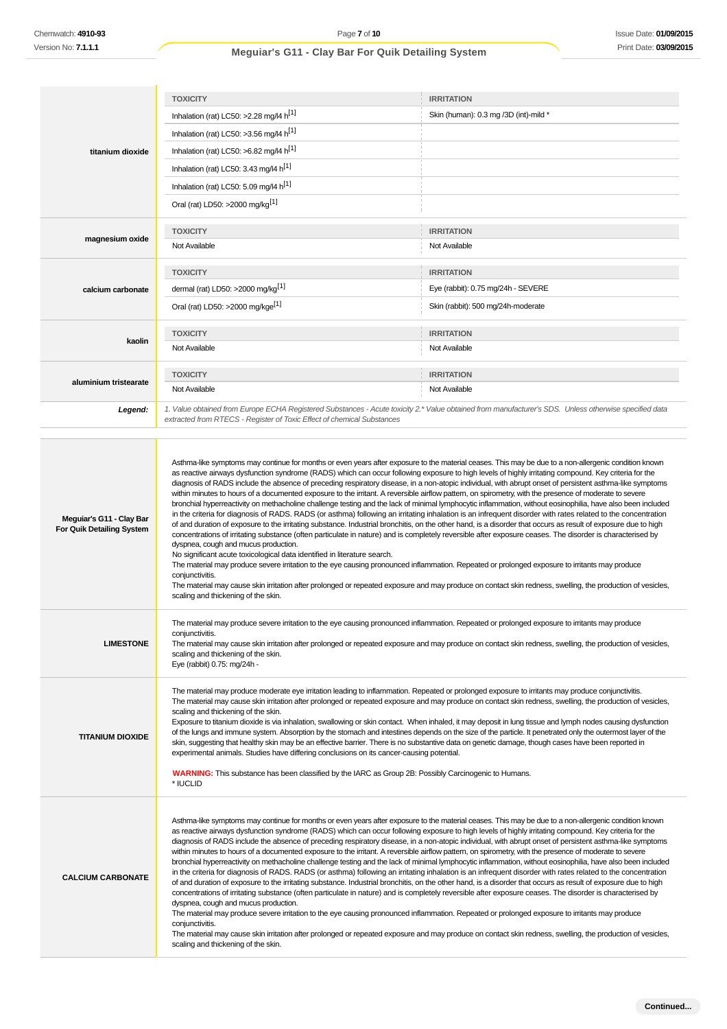| | TOXICITY | IRRITATION |
|---|---|---|
| **titanium dioxide** | Inhalation (rat) LC50: >2.28 mg/l4 h[1] | Skin (human): 0.3 mg /3D (int)-mild * |
| | Inhalation (rat) LC50: >3.56 mg/l4 h[1] | |
| | Inhalation (rat) LC50: >6.82 mg/l4 h[1] | |
| | Inhalation (rat) LC50: 3.43 mg/l4 h[1] | |
| | Inhalation (rat) LC50: 5.09 mg/l4 h[1] | |
| | Oral (rat) LD50: >2000 mg/kg[1] | |
| **magnesium oxide** | TOXICITY | IRRITATION |
| | Not Available | Not Available |
| **calcium carbonate** | TOXICITY | IRRITATION |
| | dermal (rat) LD50: >2000 mg/kg[1] | Eye (rabbit): 0.75 mg/24h - SEVERE |
| | Oral (rat) LD50: >2000 mg/kge[1] | Skin (rabbit): 500 mg/24h-moderate |
| **kaolin** | TOXICITY | IRRITATION |
| | Not Available | Not Available |
| **aluminium tristearate** | TOXICITY | IRRITATION |
| | Not Available | Not Available |
| ***Legend:*** | *1. Value obtained from Europe ECHA Registered Substances - Acute toxicity 2.* Value obtained from manufacturer's SDS. Unless otherwise specified data extracted from RTECS - Register of Toxic Effect of chemical Substances* | |

| | |
|---|---|
| **Meguiar's G11 - Clay Bar For Quik Detailing System** | Asthma-like symptoms may continue for months or even years after exposure to the material ceases. This may be due to a non-allergenic condition known as reactive airways dysfunction syndrome (RADS) which can occur following exposure to high levels of highly irritating compound. Key criteria for the diagnosis of RADS include the absence of preceding respiratory disease, in a non-atopic individual, with abrupt onset of persistent asthma-like symptoms within minutes to hours of a documented exposure to the irritant. A reversible airflow pattern, on spirometry, with the presence of moderate to severe bronchial hyperreactivity on methacholine challenge testing and the lack of minimal lymphocytic inflammation, without eosinophilia, have also been included in the criteria for diagnosis of RADS. RADS (or asthma) following an irritating inhalation is an infrequent disorder with rates related to the concentration of and duration of exposure to the irritating substance. Industrial bronchitis, on the other hand, is a disorder that occurs as result of exposure due to high concentrations of irritating substance (often particulate in nature) and is completely reversible after exposure ceases. The disorder is characterised by dyspnea, cough and mucus production.<br>No significant acute toxicological data identified in literature search.<br>The material may produce severe irritation to the eye causing pronounced inflammation. Repeated or prolonged exposure to irritants may produce conjunctivitis.<br>The material may cause skin irritation after prolonged or repeated exposure and may produce on contact skin redness, swelling, the production of vesicles, scaling and thickening of the skin. |
| **LIMESTONE** | The material may produce severe irritation to the eye causing pronounced inflammation. Repeated or prolonged exposure to irritants may produce conjunctivitis.<br>The material may cause skin irritation after prolonged or repeated exposure and may produce on contact skin redness, swelling, the production of vesicles, scaling and thickening of the skin.<br>Eye (rabbit) 0.75: mg/24h - |
| **TITANIUM DIOXIDE** | The material may produce moderate eye irritation leading to inflammation. Repeated or prolonged exposure to irritants may produce conjunctivitis.<br>The material may cause skin irritation after prolonged or repeated exposure and may produce on contact skin redness, swelling, the production of vesicles, scaling and thickening of the skin.<br>Exposure to titanium dioxide is via inhalation, swallowing or skin contact. When inhaled, it may deposit in lung tissue and lymph nodes causing dysfunction of the lungs and immune system. Absorption by the stomach and intestines depends on the size of the particle. It penetrated only the outermost layer of the skin, suggesting that healthy skin may be an effective barrier. There is no substantive data on genetic damage, though cases have been reported in experimental animals. Studies have differing conclusions on its cancer-causing potential.<br><br>**WARNING:** This substance has been classified by the IARC as Group 2B: Possibly Carcinogenic to Humans.<br>* IUCLID |
| **CALCIUM CARBONATE** | Asthma-like symptoms may continue for months or even years after exposure to the material ceases. This may be due to a non-allergenic condition known as reactive airways dysfunction syndrome (RADS) which can occur following exposure to high levels of highly irritating compound. Key criteria for the diagnosis of RADS include the absence of preceding respiratory disease, in a non-atopic individual, with abrupt onset of persistent asthma-like symptoms within minutes to hours of a documented exposure to the irritant. A reversible airflow pattern, on spirometry, with the presence of moderate to severe bronchial hyperreactivity on methacholine challenge testing and the lack of minimal lymphocytic inflammation, without eosinophilia, have also been included in the criteria for diagnosis of RADS. RADS (or asthma) following an irritating inhalation is an infrequent disorder with rates related to the concentration of and duration of exposure to the irritating substance. Industrial bronchitis, on the other hand, is a disorder that occurs as result of exposure due to high concentrations of irritating substance (often particulate in nature) and is completely reversible after exposure ceases. The disorder is characterised by dyspnea, cough and mucus production.<br>The material may produce severe irritation to the eye causing pronounced inflammation. Repeated or prolonged exposure to irritants may produce conjunctivitis.<br>The material may cause skin irritation after prolonged or repeated exposure and may produce on contact skin redness, swelling, the production of vesicles, scaling and thickening of the skin. |

**Continued...**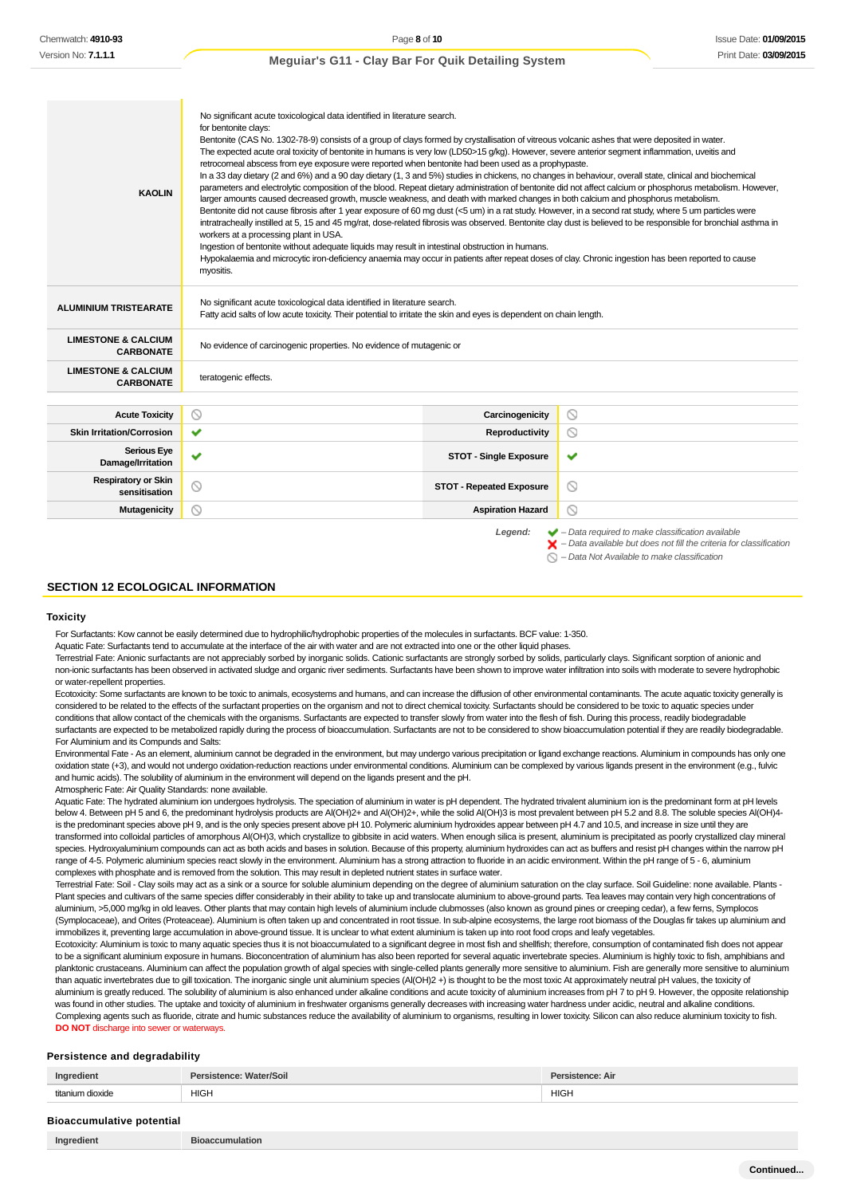| | |
|---|---|
| **KAOLIN** | No significant acute toxicological data identified in literature search.<br>for bentonite clays:<br>Bentonite (CAS No. 1302-78-9) consists of a group of clays formed by crystallisation of vitreous volcanic ashes that were deposited in water.<br>The expected acute oral toxicity of bentonite in humans is very low (LD50>15 g/kg). However, severe anterior segment inflammation, uveitis and retrocorneal abscess from eye exposure were reported when bentonite had been used as a prophypaste.<br>In a 33 day dietary (2 and 6%) and a 90 day dietary (1, 3 and 5%) studies in chickens, no changes in behaviour, overall state, clinical and biochemical parameters and electrolytic composition of the blood. Repeat dietary administration of bentonite did not affect calcium or phosphorus metabolism. However, larger amounts caused decreased growth, muscle weakness, and death with marked changes in both calcium and phosphorus metabolism.<br>Bentonite did not cause fibrosis after 1 year exposure of 60 mg dust (<5 um) in a rat study. However, in a second rat study, where 5 um particles were intratracheally instilled at 5, 15 and 45 mg/rat, dose-related fibrosis was observed. Bentonite clay dust is believed to be responsible for bronchial asthma in workers at a processing plant in USA.<br>Ingestion of bentonite without adequate liquids may result in intestinal obstruction in humans.<br>Hypokalaemia and microcytic iron-deficiency anaemia may occur in patients after repeat doses of clay. Chronic ingestion has been reported to cause myositis. |
| **ALUMINIUM TRISTEARATE** | No significant acute toxicological data identified in literature search.<br>Fatty acid salts of low acute toxicity. Their potential to irritate the skin and eyes is dependent on chain length. |
| **LIMESTONE & CALCIUM CARBONATE** | No evidence of carcinogenic properties. No evidence of mutagenic or |
| **LIMESTONE & CALCIUM CARBONATE** | teratogenic effects. |

| | | | |
|---|---|---|---|
| **Acute Toxicity** | ⃠ | **Carcinogenicity** | ⃠ |
| **Skin Irritation/Corrosion** | ✔ | **Reproductivity** | ⃠ |
| **Serious Eye Damage/Irritation** | ✔ | **STOT - Single Exposure** | ✔ |
| **Respiratory or Skin sensitisation** | ⃠ | **STOT - Repeated Exposure** | ⃠ |
| **Mutagenicity** | ⃠ | **Aspiration Hazard** | ⃠ |

*Legend:* ✔ – *Data required to make classification available*
✘ – *Data available but does not fill the criteria for classification*
⃠ – *Data Not Available to make classification*

## SECTION 12 ECOLOGICAL INFORMATION

### Toxicity

For Surfactants: Kow cannot be easily determined due to hydrophilic/hydrophobic properties of the molecules in surfactants. BCF value: 1-350.
Aquatic Fate: Surfactants tend to accumulate at the interface of the air with water and are not extracted into one or the other liquid phases.
Terrestrial Fate: Anionic surfactants are not appreciably sorbed by inorganic solids. Cationic surfactants are strongly sorbed by solids, particularly clays. Significant sorption of anionic and non-ionic surfactants has been observed in activated sludge and organic river sediments. Surfactants have been shown to improve water infiltration into soils with moderate to severe hydrophobic or water-repellent properties.
Ecotoxicity: Some surfactants are known to be toxic to animals, ecosystems and humans, and can increase the diffusion of other environmental contaminants. The acute aquatic toxicity generally is considered to be related to the effects of the surfactant properties on the organism and not to direct chemical toxicity. Surfactants should be considered to be toxic to aquatic species under conditions that allow contact of the chemicals with the organisms. Surfactants are expected to transfer slowly from water into the flesh of fish. During this process, readily biodegradable surfactants are expected to be metabolized rapidly during the process of bioaccumulation. Surfactants are not to be considered to show bioaccumulation potential if they are readily biodegradable.
For Aluminium and its Compunds and Salts:
Environmental Fate - As an element, aluminium cannot be degraded in the environment, but may undergo various precipitation or ligand exchange reactions. Aluminium in compounds has only one oxidation state (+3), and would not undergo oxidation-reduction reactions under environmental conditions. Aluminium can be complexed by various ligands present in the environment (e.g., fulvic and humic acids). The solubility of aluminium in the environment will depend on the ligands present and the pH.
Atmospheric Fate: Air Quality Standards: none available.
Aquatic Fate: The hydrated aluminium ion undergoes hydrolysis. The speciation of aluminium in water is pH dependent. The hydrated trivalent aluminium ion is the predominant form at pH levels below 4. Between pH 5 and 6, the predominant hydrolysis products are $Al(OH)^{2+}$ and $Al(OH)^{2+}$, while the solid $Al(OH)_3$ is most prevalent between pH 5.2 and 8.8. The soluble species $Al(OH)_4^-$ is the predominant species above pH 9, and is the only species present above pH 10. Polymeric aluminium hydroxides appear between pH 4.7 and 10.5, and increase in size until they are transformed into colloidal particles of amorphous $Al(OH)_3$, which crystallize to gibbsite in acid waters. When enough silica is present, aluminium is precipitated as poorly crystallized clay mineral species. Hydroxyaluminium compounds can act as both acids and bases in solution. Because of this property, aluminium hydroxides can act as buffers and resist pH changes within the narrow pH range of 4-5. Polymeric aluminium species react slowly in the environment. Aluminium has a strong attraction to fluoride in an acidic environment. Within the pH range of 5 - 6, aluminium complexes with phosphate and is removed from the solution. This may result in depleted nutrient states in surface water.
Terrestrial Fate: Soil - Clay soils may act as a sink or a source for soluble aluminium depending on the degree of aluminium saturation on the clay surface. Soil Guideline: none available. Plants - Plant species and cultivars of the same species differ considerably in their ability to take up and translocate aluminium to above-ground parts. Tea leaves may contain very high concentrations of aluminium, >5,000 mg/kg in old leaves. Other plants that may contain high levels of aluminium include clubmosses (also known as ground pines or creeping cedar), a few ferns, Symplocos (Symplocaceae), and Orites (Proteaceae). Aluminium is often taken up and concentrated in root tissue. In sub-alpine ecosystems, the large root biomass of the Douglas fir takes up aluminium and immobilizes it, preventing large accumulation in above-ground tissue. It is unclear to what extent aluminium is taken up into root food crops and leafy vegetables.
Ecotoxicity: Aluminium is toxic to many aquatic species thus it is not bioaccumulated to a significant degree in most fish and shellfish; therefore, consumption of contaminated fish does not appear to be a significant aluminium exposure in humans. Bioconcentration of aluminium has also been reported for several aquatic invertebrate species. Aluminium is highly toxic to fish, amphibians and planktonic crustaceans. Aluminium can affect the population growth of algal species with single-celled plants generally more sensitive to aluminium. Fish are generally more sensitive to aluminium than aquatic invertebrates due to gill toxication. The inorganic single unit aluminium species ($Al(OH)_2^+$) is thought to be the most toxic At approximately neutral pH values, the toxicity of aluminium is greatly reduced. The solubility of aluminium is also enhanced under alkaline conditions and acute toxicity of aluminium increases from pH 7 to pH 9. However, the opposite relationship was found in other studies. The uptake and toxicity of aluminium in freshwater organisms generally decreases with increasing water hardness under acidic, neutral and alkaline conditions.
Complexing agents such as fluoride, citrate and humic substances reduce the availability of aluminium to organisms, resulting in lower toxicity. Silicon can also reduce aluminium toxicity to fish.
**DO NOT** discharge into sewer or waterways.

### Persistence and degradability

| Ingredient | Persistence: Water/Soil | Persistence: Air |
|---|---|---|
| titanium dioxide | HIGH | HIGH |

### Bioaccumulative potential

| Ingredient | Bioaccumulation |
|---|---|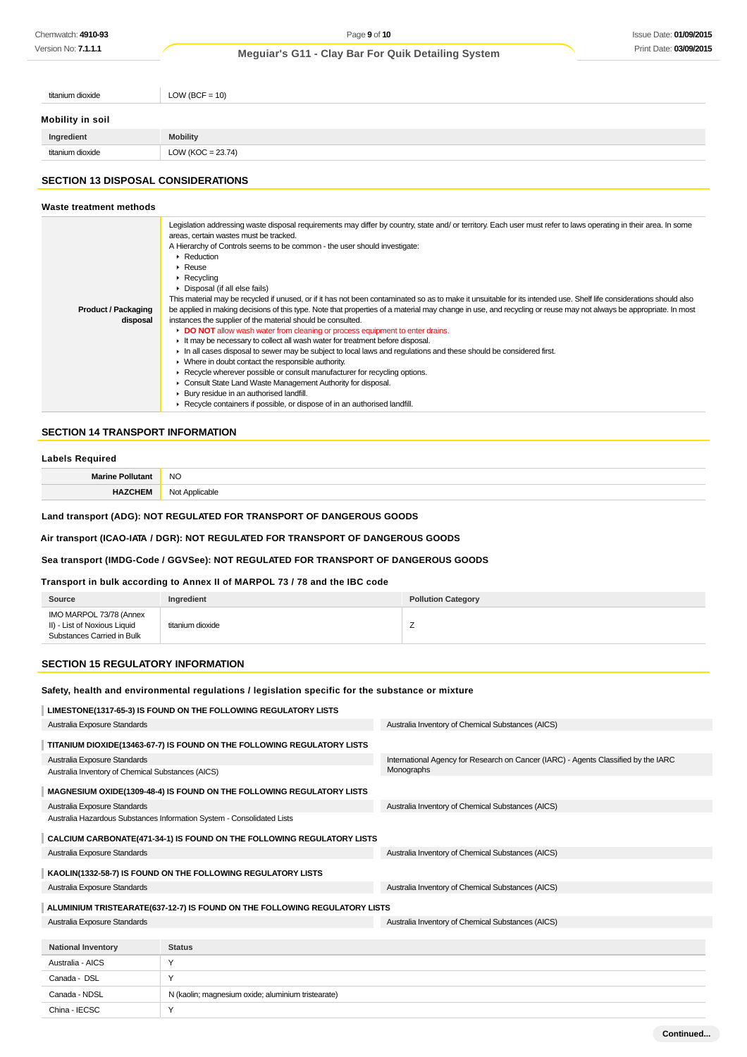| | |
|---|---|
| titanium dioxide | LOW (BCF = 10) |

### Mobility in soil

| Ingredient | Mobility |
|---|---|
| titanium dioxide | LOW (KOC = 23.74) |

## SECTION 13 DISPOSAL CONSIDERATIONS

### Waste treatment methods

| | |
|---|---|
| **Product / Packaging disposal** | Legislation addressing waste disposal requirements may differ by country, state and/ or territory. Each user must refer to laws operating in their area. In some areas, certain wastes must be tracked.<br>A Hierarchy of Controls seems to be common - the user should investigate:<br>▸ Reduction<br>▸ Reuse<br>▸ Recycling<br>▸ Disposal (if all else fails)<br>This material may be recycled if unused, or if it has not been contaminated so as to make it unsuitable for its intended use. Shelf life considerations should also be applied in making decisions of this type. Note that properties of a material may change in use, and recycling or reuse may not always be appropriate. In most instances the supplier of the material should be consulted.<br>▸ **DO NOT** allow wash water from cleaning or process equipment to enter drains.<br>▸ It may be necessary to collect all wash water for treatment before disposal.<br>▸ In all cases disposal to sewer may be subject to local laws and regulations and these should be considered first.<br>▸ Where in doubt contact the responsible authority.<br>▸ Recycle wherever possible or consult manufacturer for recycling options.<br>▸ Consult State Land Waste Management Authority for disposal.<br>▸ Bury residue in an authorised landfill.<br>▸ Recycle containers if possible, or dispose of in an authorised landfill. |

## SECTION 14 TRANSPORT INFORMATION

### Labels Required

| | |
|---|---|
| **Marine Pollutant** | NO |
| **HAZCHEM** | Not Applicable |

### Land transport (ADG): NOT REGULATED FOR TRANSPORT OF DANGEROUS GOODS

### Air transport (ICAO-IATA / DGR): NOT REGULATED FOR TRANSPORT OF DANGEROUS GOODS

### Sea transport (IMDG-Code / GGVSee): NOT REGULATED FOR TRANSPORT OF DANGEROUS GOODS

### Transport in bulk according to Annex II of MARPOL 73 / 78 and the IBC code

| Source | Ingredient | Pollution Category |
|---|---|---|
| IMO MARPOL 73/78 (Annex II) - List of Noxious Liquid Substances Carried in Bulk | titanium dioxide | Z |

## SECTION 15 REGULATORY INFORMATION

### Safety, health and environmental regulations / legislation specific for the substance or mixture

**LIMESTONE(1317-65-3) IS FOUND ON THE FOLLOWING REGULATORY LISTS**

| | |
|---|---|
| Australia Exposure Standards | Australia Inventory of Chemical Substances (AICS) |

**TITANIUM DIOXIDE(13463-67-7) IS FOUND ON THE FOLLOWING REGULATORY LISTS**

| | |
|---|---|
| Australia Exposure Standards | International Agency for Research on Cancer (IARC) - Agents Classified by the IARC Monographs |
| Australia Inventory of Chemical Substances (AICS) | |

**MAGNESIUM OXIDE(1309-48-4) IS FOUND ON THE FOLLOWING REGULATORY LISTS**

| | |
|---|---|
| Australia Exposure Standards | Australia Inventory of Chemical Substances (AICS) |
| Australia Hazardous Substances Information System - Consolidated Lists | |

**CALCIUM CARBONATE(471-34-1) IS FOUND ON THE FOLLOWING REGULATORY LISTS**

| | |
|---|---|
| Australia Exposure Standards | Australia Inventory of Chemical Substances (AICS) |

**KAOLIN(1332-58-7) IS FOUND ON THE FOLLOWING REGULATORY LISTS**

| | |
|---|---|
| Australia Exposure Standards | Australia Inventory of Chemical Substances (AICS) |

**ALUMINIUM TRISTEARATE(637-12-7) IS FOUND ON THE FOLLOWING REGULATORY LISTS**

| | |
|---|---|
| Australia Exposure Standards | Australia Inventory of Chemical Substances (AICS) |

| National Inventory | Status |
|---|---|
| Australia - AICS | Y |
| Canada - DSL | Y |
| Canada - NDSL | N (kaolin; magnesium oxide; aluminium tristearate) |
| China - IECSC | Y |

Continued...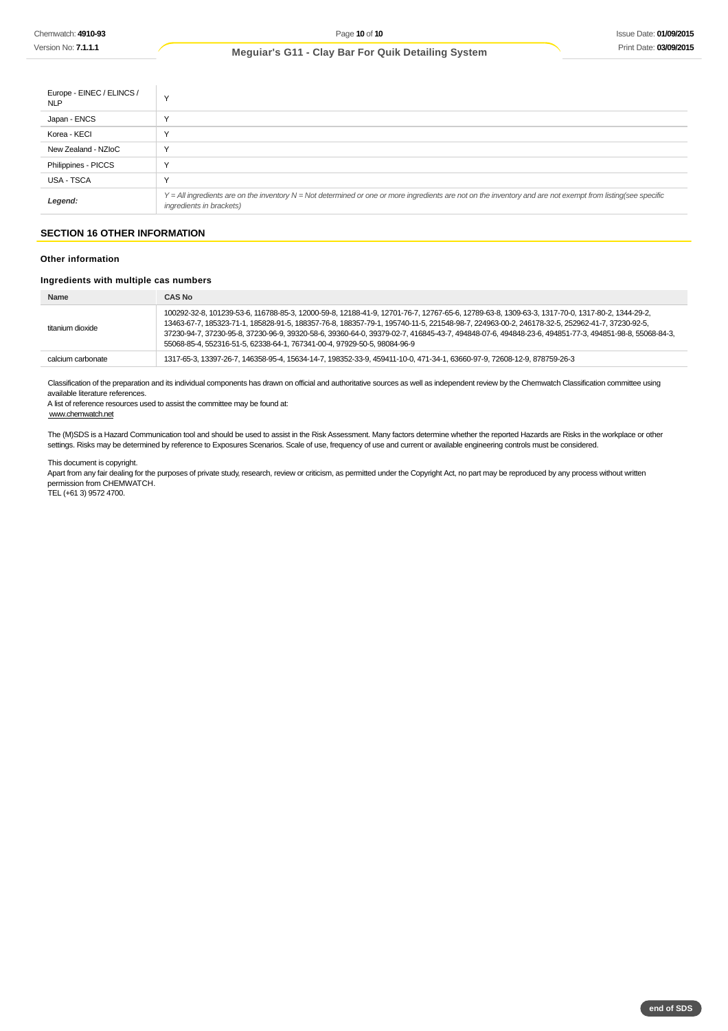| | |
|---|---|
| Europe - EINEC / ELINCS / NLP | Y |
| Japan - ENCS | Y |
| Korea - KECI | Y |
| New Zealand - NZIoC | Y |
| Philippines - PICCS | Y |
| USA - TSCA | Y |
| ***Legend:*** | *Y = All ingredients are on the inventory N = Not determined or one or more ingredients are not on the inventory and are not exempt from listing(see specific ingredients in brackets)* |

## SECTION 16 OTHER INFORMATION

### Other information

### Ingredients with multiple cas numbers

| Name | CAS No |
|---|---|
| titanium dioxide | 100292-32-8, 101239-53-6, 116788-85-3, 12000-59-8, 12188-41-9, 12701-76-7, 12767-65-6, 12789-63-8, 1309-63-3, 1317-70-0, 1317-80-2, 1344-29-2, 13463-67-7, 185323-71-1, 185828-91-5, 188357-76-8, 188357-79-1, 195740-11-5, 221548-98-7, 224963-00-2, 246178-32-5, 252962-41-7, 37230-92-5, 37230-94-7, 37230-95-8, 37230-96-9, 39320-58-6, 39360-64-0, 39379-02-7, 416845-43-7, 494848-07-6, 494848-23-6, 494851-77-3, 494851-98-8, 55068-84-3, 55068-85-4, 552316-51-5, 62338-64-1, 767341-00-4, 97929-50-5, 98084-96-9 |
| calcium carbonate | 1317-65-3, 13397-26-7, 146358-95-4, 15634-14-7, 198352-33-9, 459411-10-0, 471-34-1, 63660-97-9, 72608-12-9, 878759-26-3 |

Classification of the preparation and its individual components has drawn on official and authoritative sources as well as independent review by the Chemwatch Classification committee using available literature references.
A list of reference resources used to assist the committee may be found at:
www.chemwatch.net

The (M)SDS is a Hazard Communication tool and should be used to assist in the Risk Assessment. Many factors determine whether the reported Hazards are Risks in the workplace or other settings. Risks may be determined by reference to Exposures Scenarios. Scale of use, frequency of use and current or available engineering controls must be considered.

This document is copyright.
Apart from any fair dealing for the purposes of private study, research, review or criticism, as permitted under the Copyright Act, no part may be reproduced by any process without written permission from CHEMWATCH.
TEL (+61 3) 9572 4700.

end of SDS